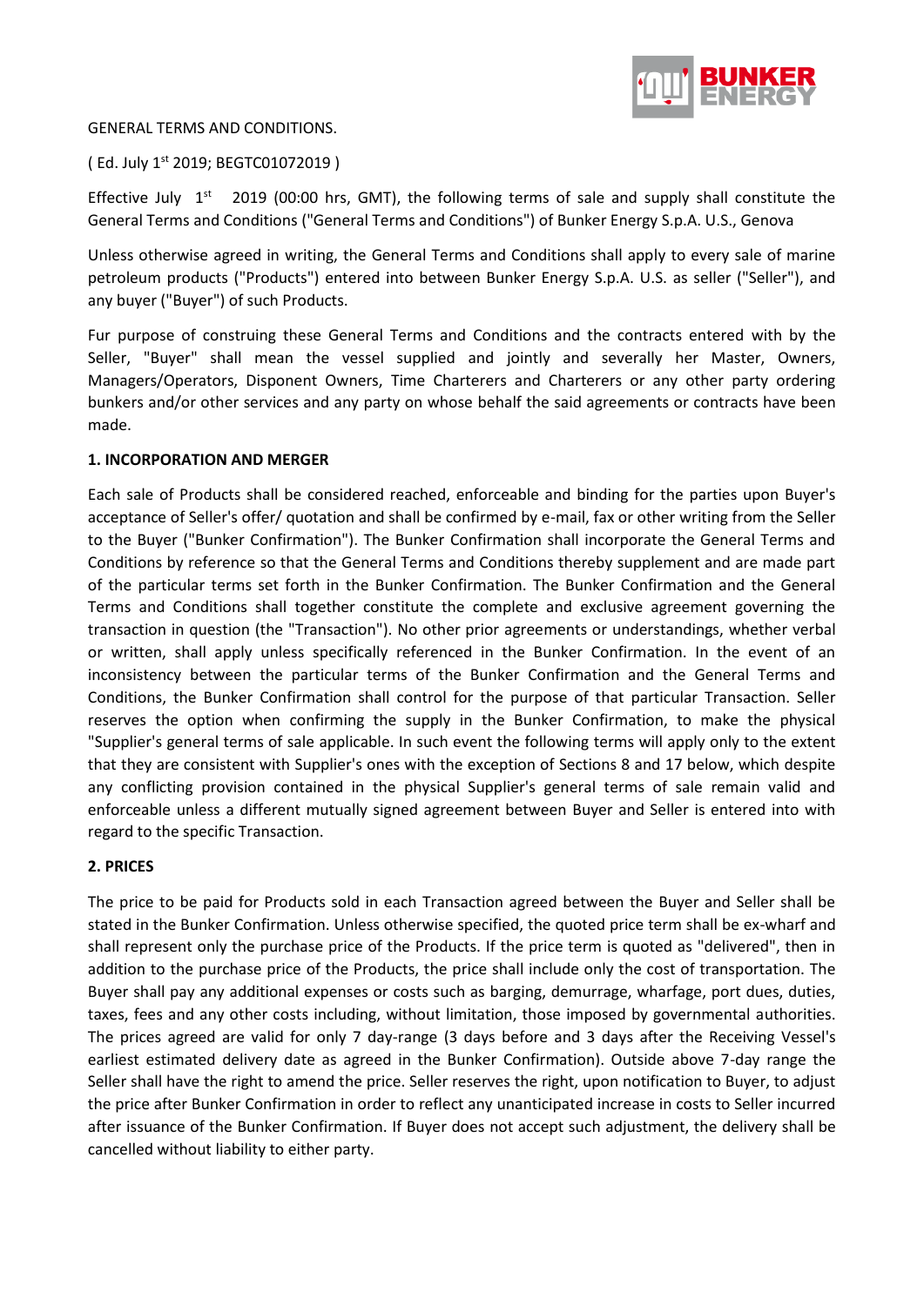GENERAL TERMS AND CONDITIONS.

( Ed. July 1st 2019; BEGTC01072019 )

Effective July 1st 2019 (00:00 hrs, GMT), the following terms of sale and supply shall constitute the General Terms and Conditions ("General Terms and Conditions") of Bunker Energy S.p.A. U.S., Genova

Unless otherwise agreed in writing, the General Terms and Conditions shall apply to every sale of marine petroleum products ("Products") entered into between Bunker Energy S.p.A. U.S. as seller ("Seller"), and any buyer ("Buyer") of such Products.

Fur purpose of construing these General Terms and Conditions and the contracts entered with by the Seller, "Buyer" shall mean the vessel supplied and jointly and severally her Master, Owners, Managers/Operators, Disponent Owners, Time Charterers and Charterers or any other party ordering bunkers and/or other services and any party on whose behalf the said agreements or contracts have been made.

**1. INCORPORATION AND MERGER**

Each sale of Products shall be considered reached, enforceable and binding for the parties upon Buyer's acceptance of Seller's offer/ quotation and shall be confirmed by e-mail, fax or other writing from the Seller to the Buyer ("Bunker Confirmation"). The Bunker Confirmation shall incorporate the General Terms and Conditions by reference so that the General Terms and Conditions thereby supplement and are made part of the particular terms set forth in the Bunker Confirmation. The Bunker Confirmation and the General Terms and Conditions shall together constitute the complete and exclusive agreement governing the transaction in question (the "Transaction"). No other prior agreements or understandings, whether verbal or written, shall apply unless specifically referenced in the Bunker Confirmation. In the event of an inconsistency between the particular terms of the Bunker Confirmation and the General Terms and Conditions, the Bunker Confirmation shall control for the purpose of that particular Transaction. Seller reserves the option when confirming the supply in the Bunker Confirmation, to make the physical "Supplier's general terms of sale applicable. In such event the following terms will apply only to the extent that they are consistent with Supplier's ones with the exception of Sections 8 and 17 below, which despite any conflicting provision contained in the physical Supplier's general terms of sale remain valid and enforceable unless a different mutually signed agreement between Buyer and Seller is entered into with regard to the specific Transaction.

**2. PRICES**

The price to be paid for Products sold in each Transaction agreed between the Buyer and Seller shall be stated in the Bunker Confirmation. Unless otherwise specified, the quoted price term shall be ex-wharf and shall represent only the purchase price of the Products. If the price term is quoted as "delivered", then in addition to the purchase price of the Products, the price shall include only the cost of transportation. The Buyer shall pay any additional expenses or costs such as barging, demurrage, wharfage, port dues, duties, taxes, fees and any other costs including, without limitation, those imposed by governmental authorities. The prices agreed are valid for only 7 day-range (3 days before and 3 days after the Receiving Vessel's earliest estimated delivery date as agreed in the Bunker Confirmation). Outside above 7-day range the Seller shall have the right to amend the price. Seller reserves the right, upon notification to Buyer, to adjust the price after Bunker Confirmation in order to reflect any unanticipated increase in costs to Seller incurred after issuance of the Bunker Confirmation. If Buyer does not accept such adjustment, the delivery shall be cancelled without liability to either party.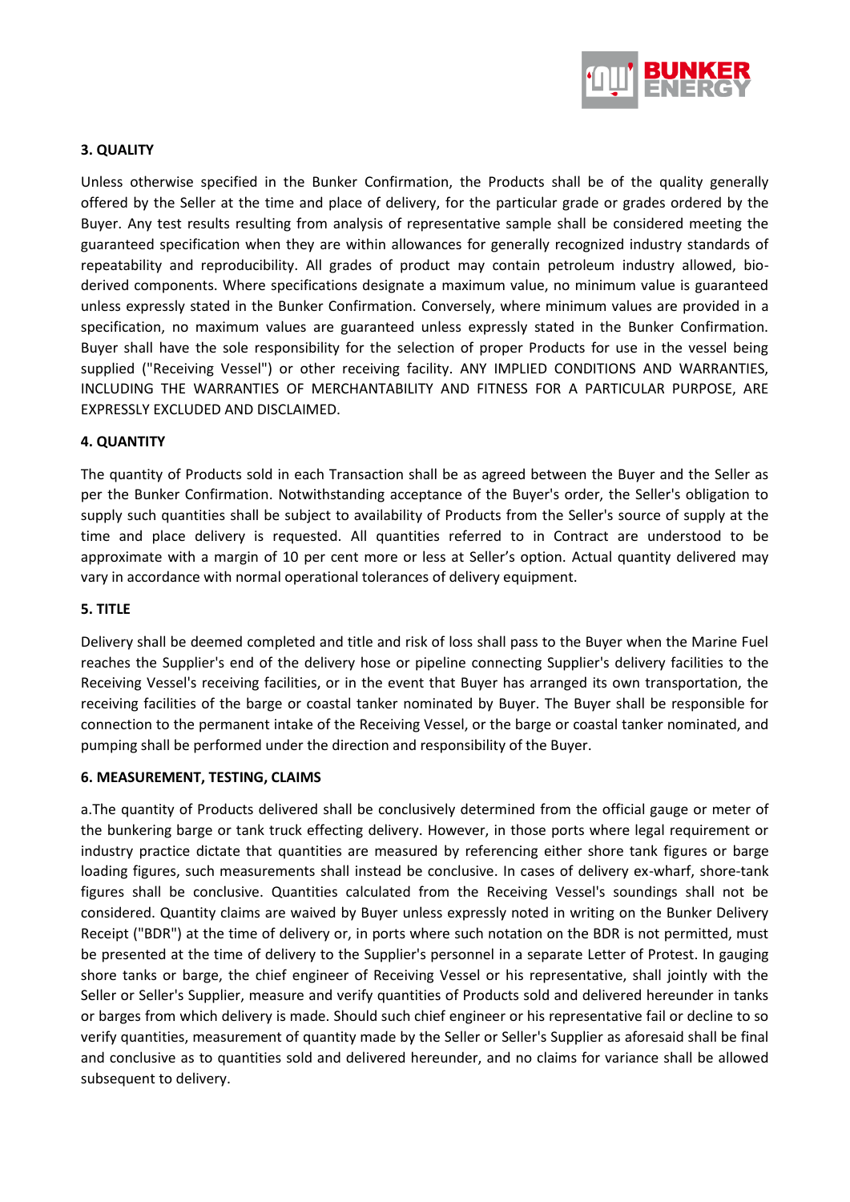### 3. QUALITY

Unless otherwise specified in the Bunker Confirmation, the Products shall be of the quality generally offered by the Seller at the time and place of delivery, for the particular grade or grades ordered by the Buyer. Any test results resulting from analysis of representative sample shall be considered meeting the guaranteed specification when they are within allowances for generally recognized industry standards of repeatability and reproducibility. All grades of product may contain petroleum industry allowed, bio-derived components. Where specifications designate a maximum value, no minimum value is guaranteed unless expressly stated in the Bunker Confirmation. Conversely, where minimum values are provided in a specification, no maximum values are guaranteed unless expressly stated in the Bunker Confirmation. Buyer shall have the sole responsibility for the selection of proper Products for use in the vessel being supplied ("Receiving Vessel") or other receiving facility. ANY IMPLIED CONDITIONS AND WARRANTIES, INCLUDING THE WARRANTIES OF MERCHANTABILITY AND FITNESS FOR A PARTICULAR PURPOSE, ARE EXPRESSLY EXCLUDED AND DISCLAIMED.

### 4. QUANTITY

The quantity of Products sold in each Transaction shall be as agreed between the Buyer and the Seller as per the Bunker Confirmation. Notwithstanding acceptance of the Buyer's order, the Seller's obligation to supply such quantities shall be subject to availability of Products from the Seller's source of supply at the time and place delivery is requested. All quantities referred to in Contract are understood to be approximate with a margin of 10 per cent more or less at Seller's option. Actual quantity delivered may vary in accordance with normal operational tolerances of delivery equipment.

### 5. TITLE

Delivery shall be deemed completed and title and risk of loss shall pass to the Buyer when the Marine Fuel reaches the Supplier's end of the delivery hose or pipeline connecting Supplier's delivery facilities to the Receiving Vessel's receiving facilities, or in the event that Buyer has arranged its own transportation, the receiving facilities of the barge or coastal tanker nominated by Buyer. The Buyer shall be responsible for connection to the permanent intake of the Receiving Vessel, or the barge or coastal tanker nominated, and pumping shall be performed under the direction and responsibility of the Buyer.

### 6. MEASUREMENT, TESTING, CLAIMS

a.The quantity of Products delivered shall be conclusively determined from the official gauge or meter of the bunkering barge or tank truck effecting delivery. However, in those ports where legal requirement or industry practice dictate that quantities are measured by referencing either shore tank figures or barge loading figures, such measurements shall instead be conclusive. In cases of delivery ex-wharf, shore-tank figures shall be conclusive. Quantities calculated from the Receiving Vessel's soundings shall not be considered. Quantity claims are waived by Buyer unless expressly noted in writing on the Bunker Delivery Receipt ("BDR") at the time of delivery or, in ports where such notation on the BDR is not permitted, must be presented at the time of delivery to the Supplier's personnel in a separate Letter of Protest. In gauging shore tanks or barge, the chief engineer of Receiving Vessel or his representative, shall jointly with the Seller or Seller's Supplier, measure and verify quantities of Products sold and delivered hereunder in tanks or barges from which delivery is made. Should such chief engineer or his representative fail or decline to so verify quantities, measurement of quantity made by the Seller or Seller's Supplier as aforesaid shall be final and conclusive as to quantities sold and delivered hereunder, and no claims for variance shall be allowed subsequent to delivery.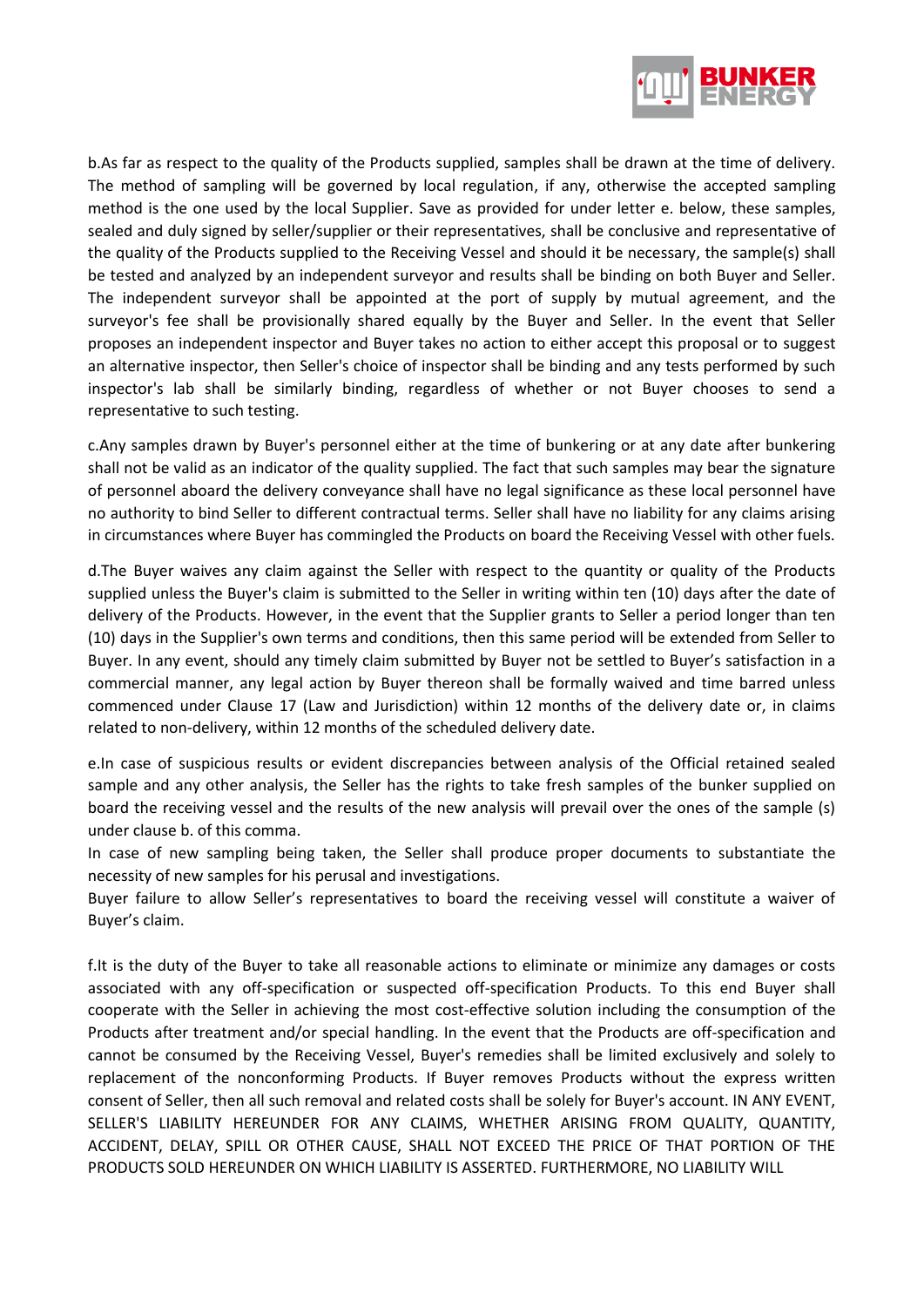b.As far as respect to the quality of the Products supplied, samples shall be drawn at the time of delivery. The method of sampling will be governed by local regulation, if any, otherwise the accepted sampling method is the one used by the local Supplier. Save as provided for under letter e. below, these samples, sealed and duly signed by seller/supplier or their representatives, shall be conclusive and representative of the quality of the Products supplied to the Receiving Vessel and should it be necessary, the sample(s) shall be tested and analyzed by an independent surveyor and results shall be binding on both Buyer and Seller. The independent surveyor shall be appointed at the port of supply by mutual agreement, and the surveyor's fee shall be provisionally shared equally by the Buyer and Seller. In the event that Seller proposes an independent inspector and Buyer takes no action to either accept this proposal or to suggest an alternative inspector, then Seller's choice of inspector shall be binding and any tests performed by such inspector's lab shall be similarly binding, regardless of whether or not Buyer chooses to send a representative to such testing.

c.Any samples drawn by Buyer's personnel either at the time of bunkering or at any date after bunkering shall not be valid as an indicator of the quality supplied. The fact that such samples may bear the signature of personnel aboard the delivery conveyance shall have no legal significance as these local personnel have no authority to bind Seller to different contractual terms. Seller shall have no liability for any claims arising in circumstances where Buyer has commingled the Products on board the Receiving Vessel with other fuels.

d.The Buyer waives any claim against the Seller with respect to the quantity or quality of the Products supplied unless the Buyer's claim is submitted to the Seller in writing within ten (10) days after the date of delivery of the Products. However, in the event that the Supplier grants to Seller a period longer than ten (10) days in the Supplier's own terms and conditions, then this same period will be extended from Seller to Buyer. In any event, should any timely claim submitted by Buyer not be settled to Buyer's satisfaction in a commercial manner, any legal action by Buyer thereon shall be formally waived and time barred unless commenced under Clause 17 (Law and Jurisdiction) within 12 months of the delivery date or, in claims related to non-delivery, within 12 months of the scheduled delivery date.

e.In case of suspicious results or evident discrepancies between analysis of the Official retained sealed sample and any other analysis, the Seller has the rights to take fresh samples of the bunker supplied on board the receiving vessel and the results of the new analysis will prevail over the ones of the sample (s) under clause b. of this comma.
In case of new sampling being taken, the Seller shall produce proper documents to substantiate the necessity of new samples for his perusal and investigations.
Buyer failure to allow Seller's representatives to board the receiving vessel will constitute a waiver of Buyer's claim.

f.It is the duty of the Buyer to take all reasonable actions to eliminate or minimize any damages or costs associated with any off-specification or suspected off-specification Products. To this end Buyer shall cooperate with the Seller in achieving the most cost-effective solution including the consumption of the Products after treatment and/or special handling. In the event that the Products are off-specification and cannot be consumed by the Receiving Vessel, Buyer's remedies shall be limited exclusively and solely to replacement of the nonconforming Products. If Buyer removes Products without the express written consent of Seller, then all such removal and related costs shall be solely for Buyer's account. IN ANY EVENT, SELLER'S LIABILITY HEREUNDER FOR ANY CLAIMS, WHETHER ARISING FROM QUALITY, QUANTITY, ACCIDENT, DELAY, SPILL OR OTHER CAUSE, SHALL NOT EXCEED THE PRICE OF THAT PORTION OF THE PRODUCTS SOLD HEREUNDER ON WHICH LIABILITY IS ASSERTED. FURTHERMORE, NO LIABILITY WILL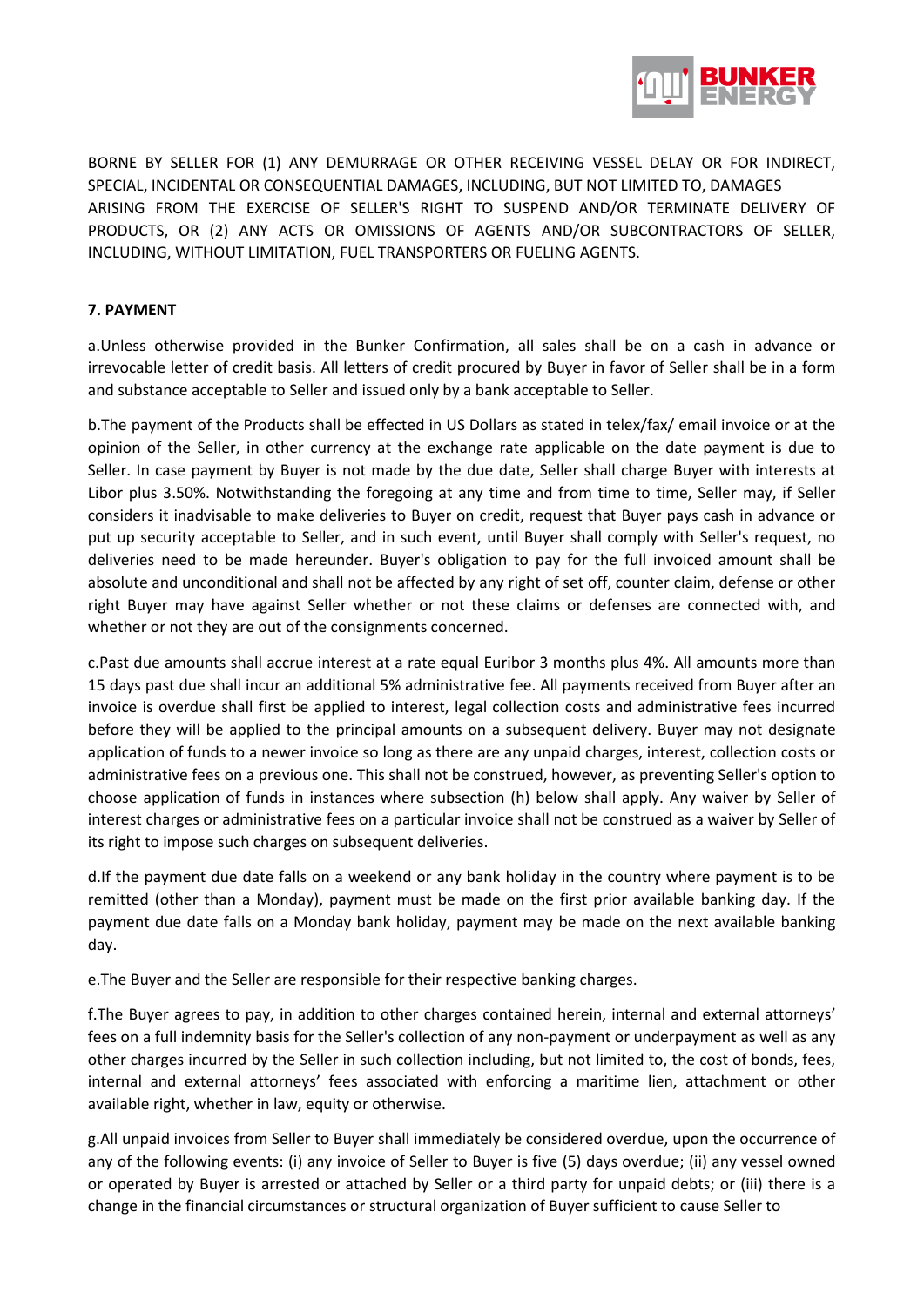BORNE BY SELLER FOR (1) ANY DEMURRAGE OR OTHER RECEIVING VESSEL DELAY OR FOR INDIRECT, SPECIAL, INCIDENTAL OR CONSEQUENTIAL DAMAGES, INCLUDING, BUT NOT LIMITED TO, DAMAGES ARISING FROM THE EXERCISE OF SELLER'S RIGHT TO SUSPEND AND/OR TERMINATE DELIVERY OF PRODUCTS, OR (2) ANY ACTS OR OMISSIONS OF AGENTS AND/OR SUBCONTRACTORS OF SELLER, INCLUDING, WITHOUT LIMITATION, FUEL TRANSPORTERS OR FUELING AGENTS.

**7. PAYMENT**

a.Unless otherwise provided in the Bunker Confirmation, all sales shall be on a cash in advance or irrevocable letter of credit basis. All letters of credit procured by Buyer in favor of Seller shall be in a form and substance acceptable to Seller and issued only by a bank acceptable to Seller.

b.The payment of the Products shall be effected in US Dollars as stated in telex/fax/ email invoice or at the opinion of the Seller, in other currency at the exchange rate applicable on the date payment is due to Seller. In case payment by Buyer is not made by the due date, Seller shall charge Buyer with interests at Libor plus 3.50%. Notwithstanding the foregoing at any time and from time to time, Seller may, if Seller considers it inadvisable to make deliveries to Buyer on credit, request that Buyer pays cash in advance or put up security acceptable to Seller, and in such event, until Buyer shall comply with Seller's request, no deliveries need to be made hereunder. Buyer's obligation to pay for the full invoiced amount shall be absolute and unconditional and shall not be affected by any right of set off, counter claim, defense or other right Buyer may have against Seller whether or not these claims or defenses are connected with, and whether or not they are out of the consignments concerned.

c.Past due amounts shall accrue interest at a rate equal Euribor 3 months plus 4%. All amounts more than 15 days past due shall incur an additional 5% administrative fee. All payments received from Buyer after an invoice is overdue shall first be applied to interest, legal collection costs and administrative fees incurred before they will be applied to the principal amounts on a subsequent delivery. Buyer may not designate application of funds to a newer invoice so long as there are any unpaid charges, interest, collection costs or administrative fees on a previous one. This shall not be construed, however, as preventing Seller's option to choose application of funds in instances where subsection (h) below shall apply. Any waiver by Seller of interest charges or administrative fees on a particular invoice shall not be construed as a waiver by Seller of its right to impose such charges on subsequent deliveries.

d.If the payment due date falls on a weekend or any bank holiday in the country where payment is to be remitted (other than a Monday), payment must be made on the first prior available banking day. If the payment due date falls on a Monday bank holiday, payment may be made on the next available banking day.

e.The Buyer and the Seller are responsible for their respective banking charges.

f.The Buyer agrees to pay, in addition to other charges contained herein, internal and external attorneys' fees on a full indemnity basis for the Seller's collection of any non-payment or underpayment as well as any other charges incurred by the Seller in such collection including, but not limited to, the cost of bonds, fees, internal and external attorneys' fees associated with enforcing a maritime lien, attachment or other available right, whether in law, equity or otherwise.

g.All unpaid invoices from Seller to Buyer shall immediately be considered overdue, upon the occurrence of any of the following events: (i) any invoice of Seller to Buyer is five (5) days overdue; (ii) any vessel owned or operated by Buyer is arrested or attached by Seller or a third party for unpaid debts; or (iii) there is a change in the financial circumstances or structural organization of Buyer sufficient to cause Seller to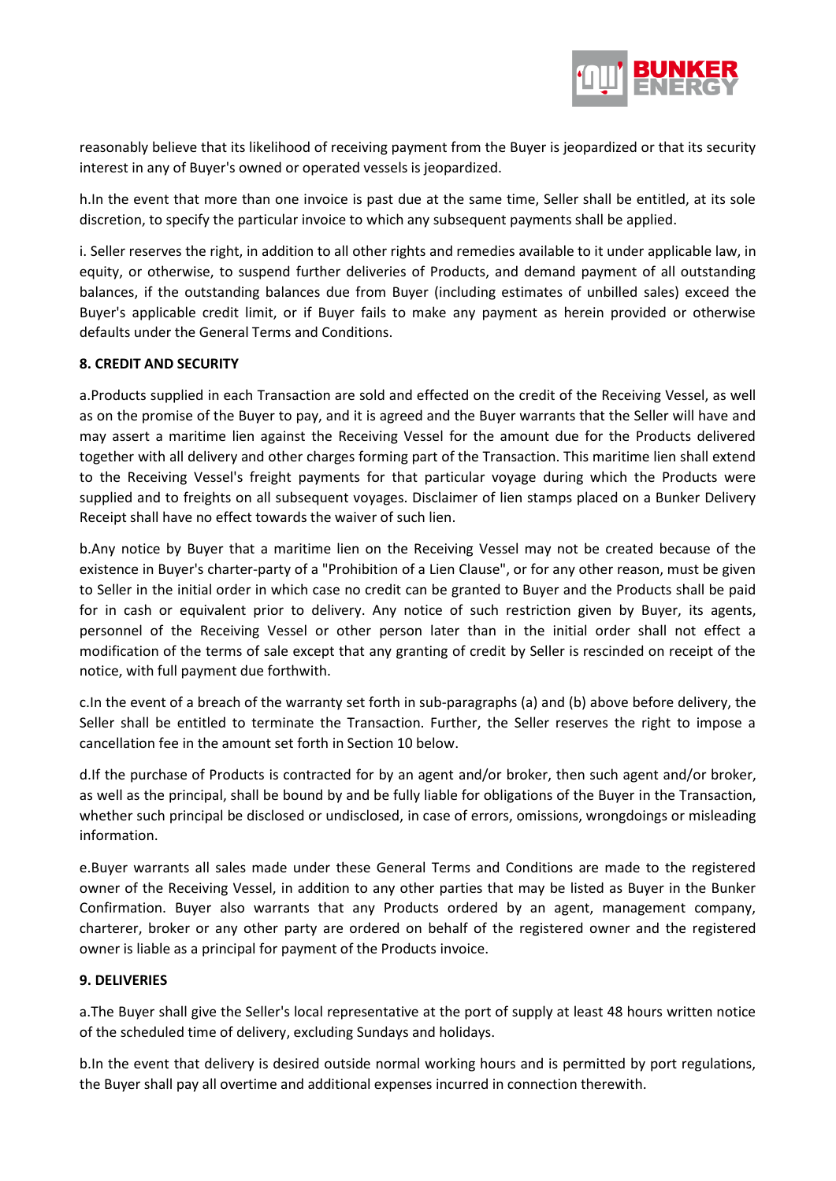reasonably believe that its likelihood of receiving payment from the Buyer is jeopardized or that its security interest in any of Buyer's owned or operated vessels is jeopardized.

h.In the event that more than one invoice is past due at the same time, Seller shall be entitled, at its sole discretion, to specify the particular invoice to which any subsequent payments shall be applied.

i. Seller reserves the right, in addition to all other rights and remedies available to it under applicable law, in equity, or otherwise, to suspend further deliveries of Products, and demand payment of all outstanding balances, if the outstanding balances due from Buyer (including estimates of unbilled sales) exceed the Buyer's applicable credit limit, or if Buyer fails to make any payment as herein provided or otherwise defaults under the General Terms and Conditions.

**8. CREDIT AND SECURITY**

a.Products supplied in each Transaction are sold and effected on the credit of the Receiving Vessel, as well as on the promise of the Buyer to pay, and it is agreed and the Buyer warrants that the Seller will have and may assert a maritime lien against the Receiving Vessel for the amount due for the Products delivered together with all delivery and other charges forming part of the Transaction. This maritime lien shall extend to the Receiving Vessel's freight payments for that particular voyage during which the Products were supplied and to freights on all subsequent voyages. Disclaimer of lien stamps placed on a Bunker Delivery Receipt shall have no effect towards the waiver of such lien.

b.Any notice by Buyer that a maritime lien on the Receiving Vessel may not be created because of the existence in Buyer's charter-party of a "Prohibition of a Lien Clause", or for any other reason, must be given to Seller in the initial order in which case no credit can be granted to Buyer and the Products shall be paid for in cash or equivalent prior to delivery. Any notice of such restriction given by Buyer, its agents, personnel of the Receiving Vessel or other person later than in the initial order shall not effect a modification of the terms of sale except that any granting of credit by Seller is rescinded on receipt of the notice, with full payment due forthwith.

c.In the event of a breach of the warranty set forth in sub-paragraphs (a) and (b) above before delivery, the Seller shall be entitled to terminate the Transaction. Further, the Seller reserves the right to impose a cancellation fee in the amount set forth in Section 10 below.

d.If the purchase of Products is contracted for by an agent and/or broker, then such agent and/or broker, as well as the principal, shall be bound by and be fully liable for obligations of the Buyer in the Transaction, whether such principal be disclosed or undisclosed, in case of errors, omissions, wrongdoings or misleading information.

e.Buyer warrants all sales made under these General Terms and Conditions are made to the registered owner of the Receiving Vessel, in addition to any other parties that may be listed as Buyer in the Bunker Confirmation. Buyer also warrants that any Products ordered by an agent, management company, charterer, broker or any other party are ordered on behalf of the registered owner and the registered owner is liable as a principal for payment of the Products invoice.

**9. DELIVERIES**

a.The Buyer shall give the Seller's local representative at the port of supply at least 48 hours written notice of the scheduled time of delivery, excluding Sundays and holidays.

b.In the event that delivery is desired outside normal working hours and is permitted by port regulations, the Buyer shall pay all overtime and additional expenses incurred in connection therewith.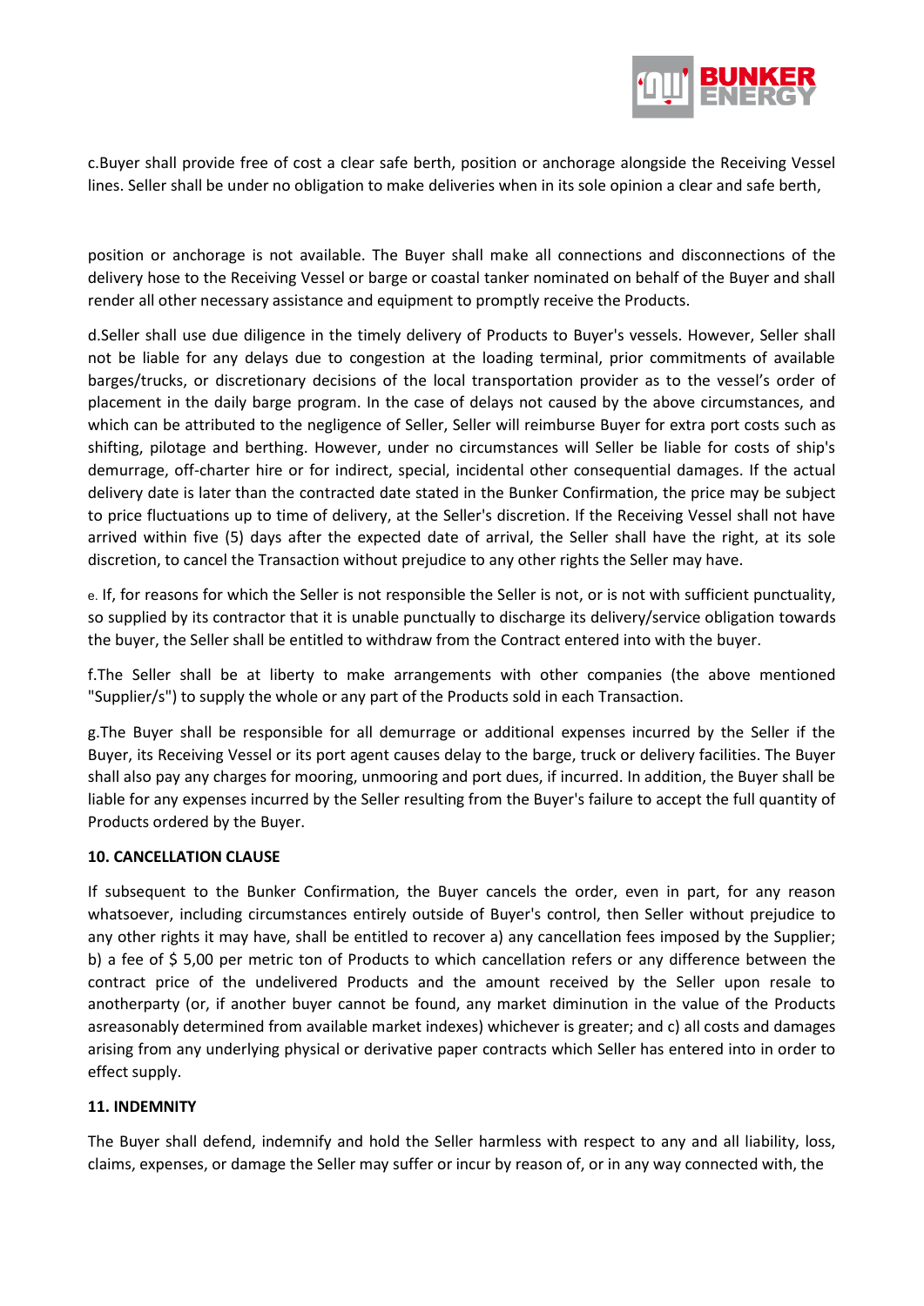c.Buyer shall provide free of cost a clear safe berth, position or anchorage alongside the Receiving Vessel lines. Seller shall be under no obligation to make deliveries when in its sole opinion a clear and safe berth, position or anchorage is not available. The Buyer shall make all connections and disconnections of the delivery hose to the Receiving Vessel or barge or coastal tanker nominated on behalf of the Buyer and shall render all other necessary assistance and equipment to promptly receive the Products.

d.Seller shall use due diligence in the timely delivery of Products to Buyer's vessels. However, Seller shall not be liable for any delays due to congestion at the loading terminal, prior commitments of available barges/trucks, or discretionary decisions of the local transportation provider as to the vessel's order of placement in the daily barge program. In the case of delays not caused by the above circumstances, and which can be attributed to the negligence of Seller, Seller will reimburse Buyer for extra port costs such as shifting, pilotage and berthing. However, under no circumstances will Seller be liable for costs of ship's demurrage, off-charter hire or for indirect, special, incidental other consequential damages. If the actual delivery date is later than the contracted date stated in the Bunker Confirmation, the price may be subject to price fluctuations up to time of delivery, at the Seller's discretion. If the Receiving Vessel shall not have arrived within five (5) days after the expected date of arrival, the Seller shall have the right, at its sole discretion, to cancel the Transaction without prejudice to any other rights the Seller may have.

e. If, for reasons for which the Seller is not responsible the Seller is not, or is not with sufficient punctuality, so supplied by its contractor that it is unable punctually to discharge its delivery/service obligation towards the buyer, the Seller shall be entitled to withdraw from the Contract entered into with the buyer.

f.The Seller shall be at liberty to make arrangements with other companies (the above mentioned "Supplier/s") to supply the whole or any part of the Products sold in each Transaction.

g.The Buyer shall be responsible for all demurrage or additional expenses incurred by the Seller if the Buyer, its Receiving Vessel or its port agent causes delay to the barge, truck or delivery facilities. The Buyer shall also pay any charges for mooring, unmooring and port dues, if incurred. In addition, the Buyer shall be liable for any expenses incurred by the Seller resulting from the Buyer's failure to accept the full quantity of Products ordered by the Buyer.

**10. CANCELLATION CLAUSE**

If subsequent to the Bunker Confirmation, the Buyer cancels the order, even in part, for any reason whatsoever, including circumstances entirely outside of Buyer's control, then Seller without prejudice to any other rights it may have, shall be entitled to recover a) any cancellation fees imposed by the Supplier; b) a fee of $ 5,00 per metric ton of Products to which cancellation refers or any difference between the contract price of the undelivered Products and the amount received by the Seller upon resale to anotherparty (or, if another buyer cannot be found, any market diminution in the value of the Products asreasonably determined from available market indexes) whichever is greater; and c) all costs and damages arising from any underlying physical or derivative paper contracts which Seller has entered into in order to effect supply.

**11. INDEMNITY**

The Buyer shall defend, indemnify and hold the Seller harmless with respect to any and all liability, loss, claims, expenses, or damage the Seller may suffer or incur by reason of, or in any way connected with, the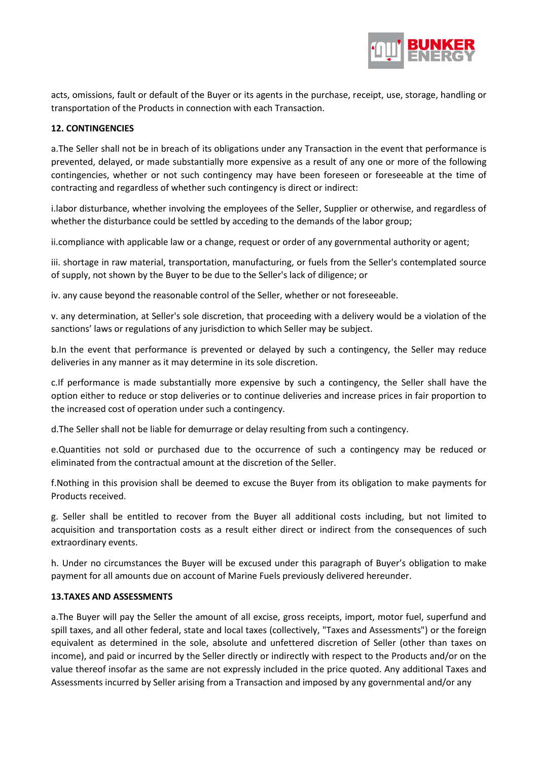acts, omissions, fault or default of the Buyer or its agents in the purchase, receipt, use, storage, handling or transportation of the Products in connection with each Transaction.

**12. CONTINGENCIES**

a.The Seller shall not be in breach of its obligations under any Transaction in the event that performance is prevented, delayed, or made substantially more expensive as a result of any one or more of the following contingencies, whether or not such contingency may have been foreseen or foreseeable at the time of contracting and regardless of whether such contingency is direct or indirect:

i.labor disturbance, whether involving the employees of the Seller, Supplier or otherwise, and regardless of whether the disturbance could be settled by acceding to the demands of the labor group;

ii.compliance with applicable law or a change, request or order of any governmental authority or agent;

iii. shortage in raw material, transportation, manufacturing, or fuels from the Seller's contemplated source of supply, not shown by the Buyer to be due to the Seller's lack of diligence; or

iv. any cause beyond the reasonable control of the Seller, whether or not foreseeable.

v. any determination, at Seller's sole discretion, that proceeding with a delivery would be a violation of the sanctions' laws or regulations of any jurisdiction to which Seller may be subject.

b.In the event that performance is prevented or delayed by such a contingency, the Seller may reduce deliveries in any manner as it may determine in its sole discretion.

c.If performance is made substantially more expensive by such a contingency, the Seller shall have the option either to reduce or stop deliveries or to continue deliveries and increase prices in fair proportion to the increased cost of operation under such a contingency.

d.The Seller shall not be liable for demurrage or delay resulting from such a contingency.

e.Quantities not sold or purchased due to the occurrence of such a contingency may be reduced or eliminated from the contractual amount at the discretion of the Seller.

f.Nothing in this provision shall be deemed to excuse the Buyer from its obligation to make payments for Products received.

g. Seller shall be entitled to recover from the Buyer all additional costs including, but not limited to acquisition and transportation costs as a result either direct or indirect from the consequences of such extraordinary events.

h. Under no circumstances the Buyer will be excused under this paragraph of Buyer's obligation to make payment for all amounts due on account of Marine Fuels previously delivered hereunder.

**13.TAXES AND ASSESSMENTS**

a.The Buyer will pay the Seller the amount of all excise, gross receipts, import, motor fuel, superfund and spill taxes, and all other federal, state and local taxes (collectively, "Taxes and Assessments") or the foreign equivalent as determined in the sole, absolute and unfettered discretion of Seller (other than taxes on income), and paid or incurred by the Seller directly or indirectly with respect to the Products and/or on the value thereof insofar as the same are not expressly included in the price quoted. Any additional Taxes and Assessments incurred by Seller arising from a Transaction and imposed by any governmental and/or any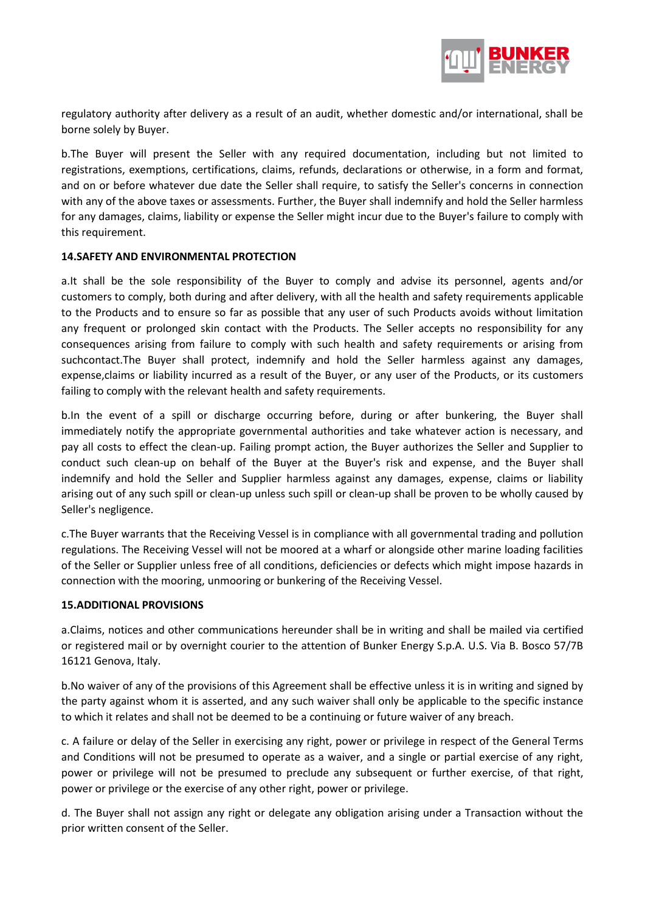regulatory authority after delivery as a result of an audit, whether domestic and/or international, shall be borne solely by Buyer.

b.The Buyer will present the Seller with any required documentation, including but not limited to registrations, exemptions, certifications, claims, refunds, declarations or otherwise, in a form and format, and on or before whatever due date the Seller shall require, to satisfy the Seller's concerns in connection with any of the above taxes or assessments. Further, the Buyer shall indemnify and hold the Seller harmless for any damages, claims, liability or expense the Seller might incur due to the Buyer's failure to comply with this requirement.

**14.SAFETY AND ENVIRONMENTAL PROTECTION**

a.It shall be the sole responsibility of the Buyer to comply and advise its personnel, agents and/or customers to comply, both during and after delivery, with all the health and safety requirements applicable to the Products and to ensure so far as possible that any user of such Products avoids without limitation any frequent or prolonged skin contact with the Products. The Seller accepts no responsibility for any consequences arising from failure to comply with such health and safety requirements or arising from suchcontact.The Buyer shall protect, indemnify and hold the Seller harmless against any damages, expense,claims or liability incurred as a result of the Buyer, or any user of the Products, or its customers failing to comply with the relevant health and safety requirements.

b.In the event of a spill or discharge occurring before, during or after bunkering, the Buyer shall immediately notify the appropriate governmental authorities and take whatever action is necessary, and pay all costs to effect the clean-up. Failing prompt action, the Buyer authorizes the Seller and Supplier to conduct such clean-up on behalf of the Buyer at the Buyer's risk and expense, and the Buyer shall indemnify and hold the Seller and Supplier harmless against any damages, expense, claims or liability arising out of any such spill or clean-up unless such spill or clean-up shall be proven to be wholly caused by Seller's negligence.

c.The Buyer warrants that the Receiving Vessel is in compliance with all governmental trading and pollution regulations. The Receiving Vessel will not be moored at a wharf or alongside other marine loading facilities of the Seller or Supplier unless free of all conditions, deficiencies or defects which might impose hazards in connection with the mooring, unmooring or bunkering of the Receiving Vessel.

**15.ADDITIONAL PROVISIONS**

a.Claims, notices and other communications hereunder shall be in writing and shall be mailed via certified or registered mail or by overnight courier to the attention of Bunker Energy S.p.A. U.S. Via B. Bosco 57/7B 16121 Genova, Italy.

b.No waiver of any of the provisions of this Agreement shall be effective unless it is in writing and signed by the party against whom it is asserted, and any such waiver shall only be applicable to the specific instance to which it relates and shall not be deemed to be a continuing or future waiver of any breach.

c. A failure or delay of the Seller in exercising any right, power or privilege in respect of the General Terms and Conditions will not be presumed to operate as a waiver, and a single or partial exercise of any right, power or privilege will not be presumed to preclude any subsequent or further exercise, of that right, power or privilege or the exercise of any other right, power or privilege.

d. The Buyer shall not assign any right or delegate any obligation arising under a Transaction without the prior written consent of the Seller.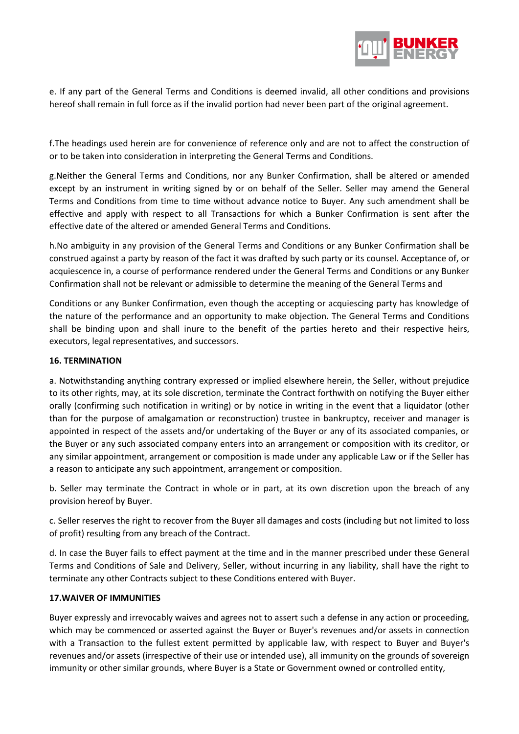e. If any part of the General Terms and Conditions is deemed invalid, all other conditions and provisions hereof shall remain in full force as if the invalid portion had never been part of the original agreement.

f.The headings used herein are for convenience of reference only and are not to affect the construction of or to be taken into consideration in interpreting the General Terms and Conditions.

g.Neither the General Terms and Conditions, nor any Bunker Confirmation, shall be altered or amended except by an instrument in writing signed by or on behalf of the Seller. Seller may amend the General Terms and Conditions from time to time without advance notice to Buyer. Any such amendment shall be effective and apply with respect to all Transactions for which a Bunker Confirmation is sent after the effective date of the altered or amended General Terms and Conditions.

h.No ambiguity in any provision of the General Terms and Conditions or any Bunker Confirmation shall be construed against a party by reason of the fact it was drafted by such party or its counsel. Acceptance of, or acquiescence in, a course of performance rendered under the General Terms and Conditions or any Bunker Confirmation shall not be relevant or admissible to determine the meaning of the General Terms and Conditions or any Bunker Confirmation, even though the accepting or acquiescing party has knowledge of the nature of the performance and an opportunity to make objection. The General Terms and Conditions shall be binding upon and shall inure to the benefit of the parties hereto and their respective heirs, executors, legal representatives, and successors.

**16. TERMINATION**

a. Notwithstanding anything contrary expressed or implied elsewhere herein, the Seller, without prejudice to its other rights, may, at its sole discretion, terminate the Contract forthwith on notifying the Buyer either orally (confirming such notification in writing) or by notice in writing in the event that a liquidator (other than for the purpose of amalgamation or reconstruction) trustee in bankruptcy, receiver and manager is appointed in respect of the assets and/or undertaking of the Buyer or any of its associated companies, or the Buyer or any such associated company enters into an arrangement or composition with its creditor, or any similar appointment, arrangement or composition is made under any applicable Law or if the Seller has a reason to anticipate any such appointment, arrangement or composition.

b. Seller may terminate the Contract in whole or in part, at its own discretion upon the breach of any provision hereof by Buyer.

c. Seller reserves the right to recover from the Buyer all damages and costs (including but not limited to loss of profit) resulting from any breach of the Contract.

d. In case the Buyer fails to effect payment at the time and in the manner prescribed under these General Terms and Conditions of Sale and Delivery, Seller, without incurring in any liability, shall have the right to terminate any other Contracts subject to these Conditions entered with Buyer.

**17.WAIVER OF IMMUNITIES**

Buyer expressly and irrevocably waives and agrees not to assert such a defense in any action or proceeding, which may be commenced or asserted against the Buyer or Buyer's revenues and/or assets in connection with a Transaction to the fullest extent permitted by applicable law, with respect to Buyer and Buyer's revenues and/or assets (irrespective of their use or intended use), all immunity on the grounds of sovereign immunity or other similar grounds, where Buyer is a State or Government owned or controlled entity,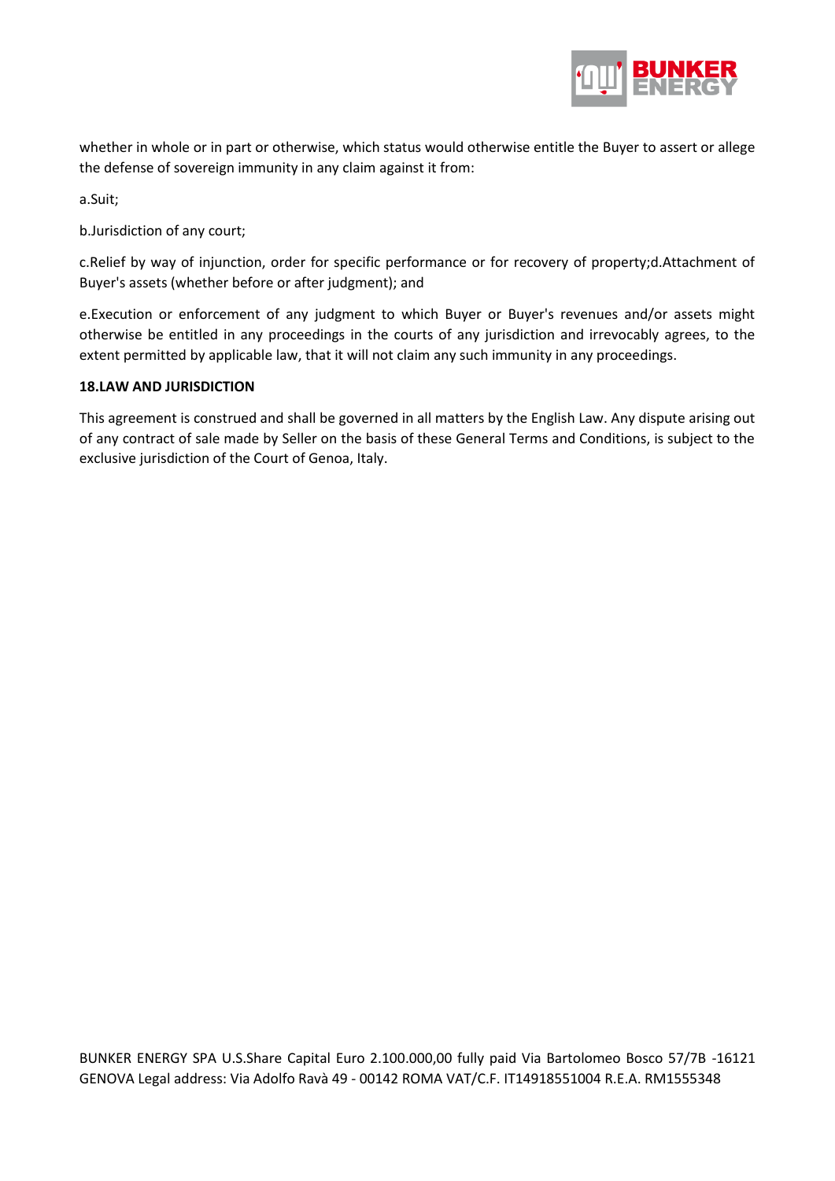whether in whole or in part or otherwise, which status would otherwise entitle the Buyer to assert or allege the defense of sovereign immunity in any claim against it from:

a.Suit;

b.Jurisdiction of any court;

c.Relief by way of injunction, order for specific performance or for recovery of property;d.Attachment of Buyer's assets (whether before or after judgment); and

e.Execution or enforcement of any judgment to which Buyer or Buyer's revenues and/or assets might otherwise be entitled in any proceedings in the courts of any jurisdiction and irrevocably agrees, to the extent permitted by applicable law, that it will not claim any such immunity in any proceedings.

**18.LAW AND JURISDICTION**

This agreement is construed and shall be governed in all matters by the English Law. Any dispute arising out of any contract of sale made by Seller on the basis of these General Terms and Conditions, is subject to the exclusive jurisdiction of the Court of Genoa, Italy.